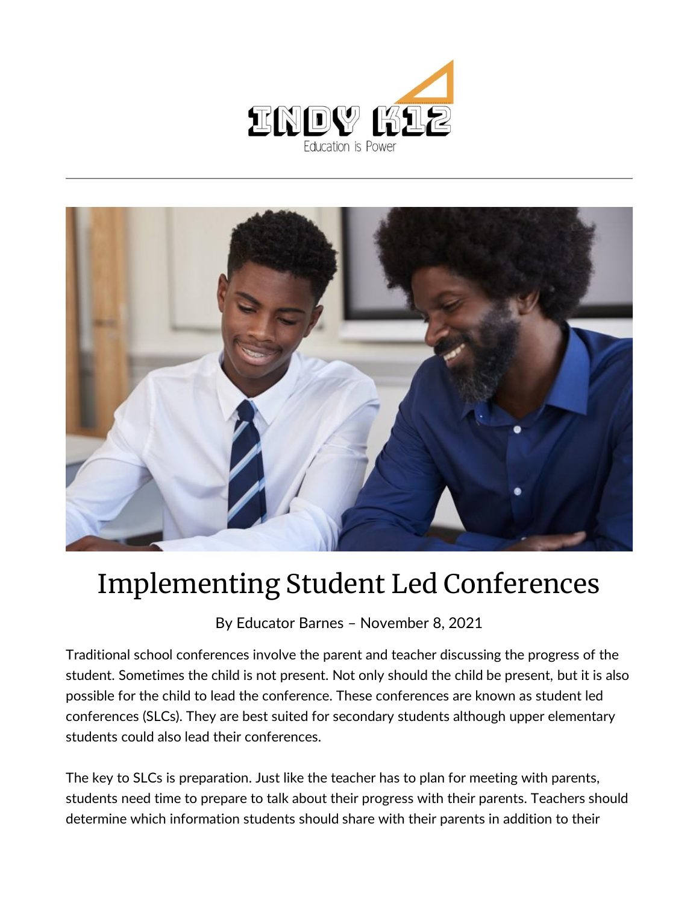# Implementing Student Led Conferences

By Educator Barnes – November 8, 2021

Traditional school conferences involve the parent and teacher discussing the progress of the student. Sometimes the child is not present. Not only should the child be present, but it is also possible for the child to lead the conference. These conferences are known as student led conferences (SLCs). They are best suited for secondary students although upper elementary students could also lead their conferences.

The key to SLCs is preparation. Just like the teacher has to plan for meeting with parents, students need time to prepare to talk about their progress with their parents. Teachers should determine which information students should share with their parents in addition to their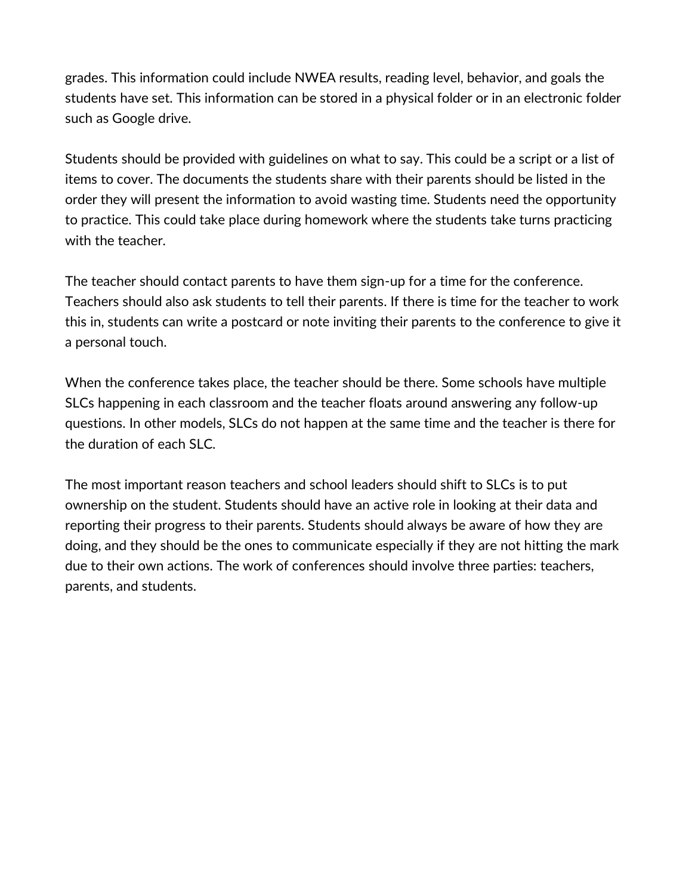grades. This information could include NWEA results, reading level, behavior, and goals the students have set. This information can be stored in a physical folder or in an electronic folder such as Google drive.

Students should be provided with guidelines on what to say. This could be a script or a list of items to cover. The documents the students share with their parents should be listed in the order they will present the information to avoid wasting time. Students need the opportunity to practice. This could take place during homework where the students take turns practicing with the teacher.

The teacher should contact parents to have them sign-up for a time for the conference. Teachers should also ask students to tell their parents. If there is time for the teacher to work this in, students can write a postcard or note inviting their parents to the conference to give it a personal touch.

When the conference takes place, the teacher should be there. Some schools have multiple SLCs happening in each classroom and the teacher floats around answering any follow-up questions. In other models, SLCs do not happen at the same time and the teacher is there for the duration of each SLC.

The most important reason teachers and school leaders should shift to SLCs is to put ownership on the student. Students should have an active role in looking at their data and reporting their progress to their parents. Students should always be aware of how they are doing, and they should be the ones to communicate especially if they are not hitting the mark due to their own actions. The work of conferences should involve three parties: teachers, parents, and students.